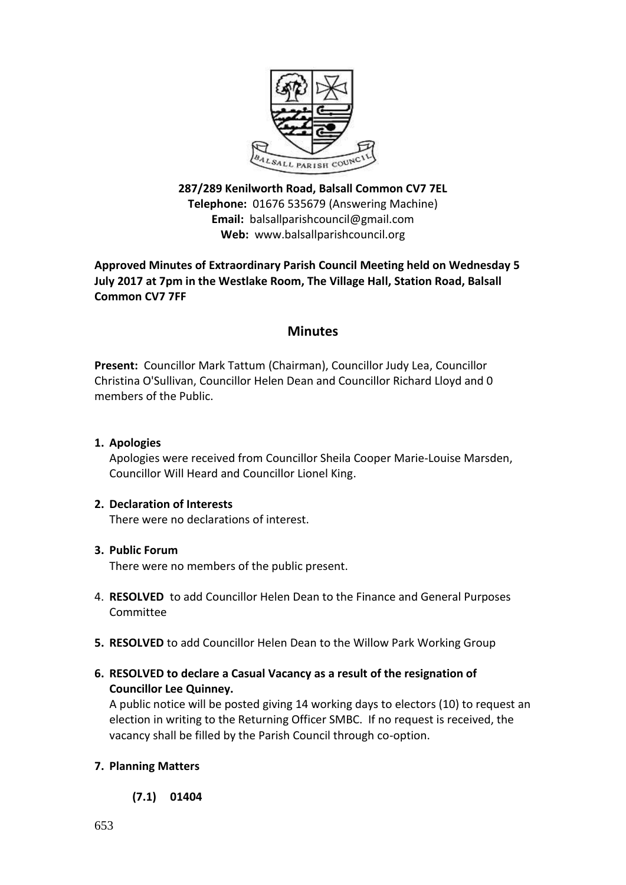**287/289 Kenilworth Road, Balsall Common CV7 7EL**
**Telephone:** 01676 535679 (Answering Machine)
**Email:** balsallparishcouncil@gmail.com
**Web:** www.balsallparishcouncil.org

**Approved Minutes of Extraordinary Parish Council Meeting held on Wednesday 5 July 2017 at 7pm in the Westlake Room, The Village Hall, Station Road, Balsall Common CV7 7FF**

## Minutes

**Present:** Councillor Mark Tattum (Chairman), Councillor Judy Lea, Councillor Christina O'Sullivan, Councillor Helen Dean and Councillor Richard Lloyd and 0 members of the Public.

1. **Apologies**
   Apologies were received from Councillor Sheila Cooper Marie-Louise Marsden, Councillor Will Heard and Councillor Lionel King.

2. **Declaration of Interests**
   There were no declarations of interest.

3. **Public Forum**
   There were no members of the public present.

4. **RESOLVED** to add Councillor Helen Dean to the Finance and General Purposes Committee

5. **RESOLVED** to add Councillor Helen Dean to the Willow Park Working Group

6. **RESOLVED to declare a Casual Vacancy as a result of the resignation of Councillor Lee Quinney.**
   A public notice will be posted giving 14 working days to electors (10) to request an election in writing to the Returning Officer SMBC. If no request is received, the vacancy shall be filled by the Parish Council through co-option.

7. **Planning Matters**

   **(7.1) 01404**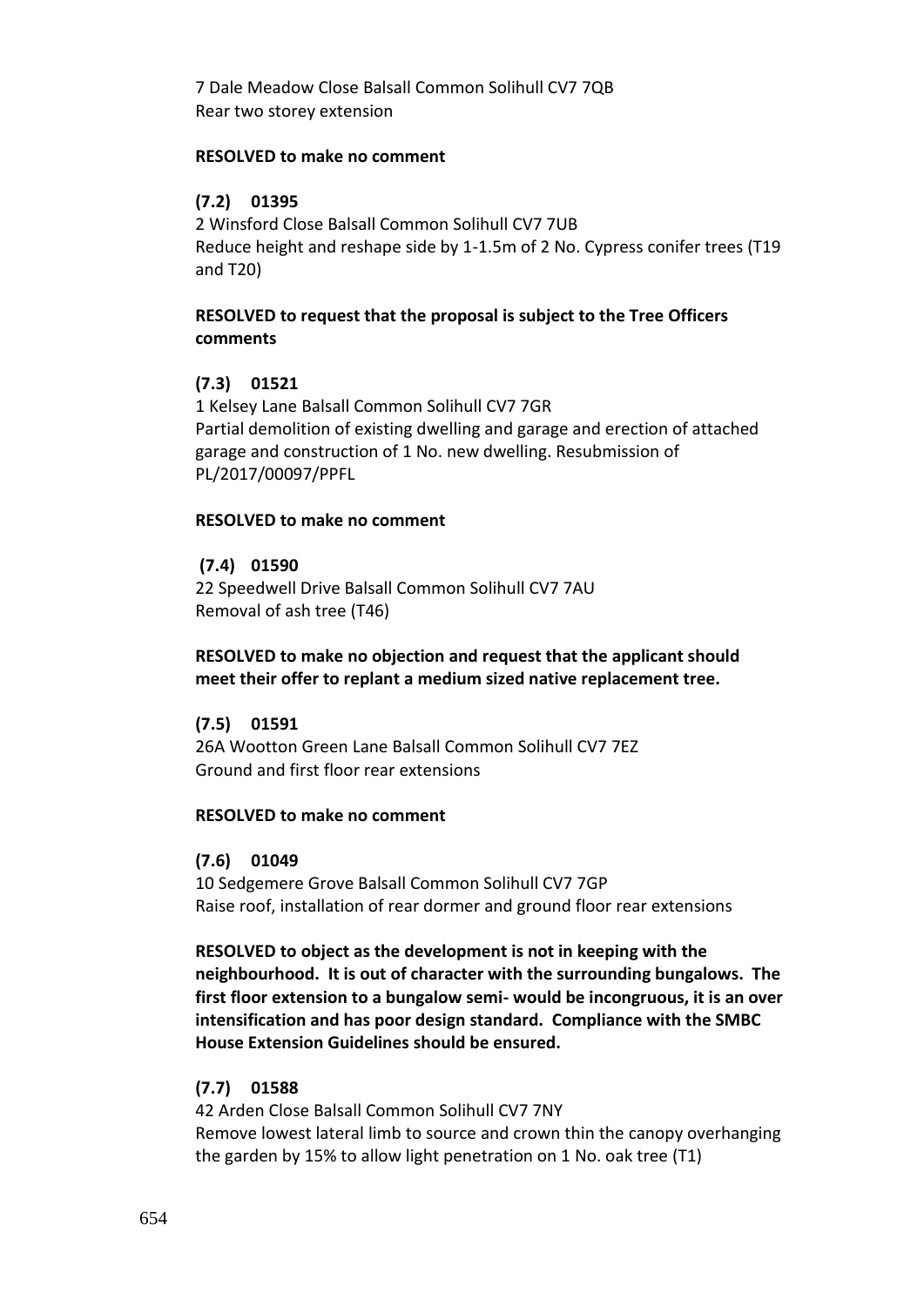7 Dale Meadow Close Balsall Common Solihull CV7 7QB
Rear two storey extension

**RESOLVED to make no comment**

**(7.2) 01395**

2 Winsford Close Balsall Common Solihull CV7 7UB
Reduce height and reshape side by 1-1.5m of 2 No. Cypress conifer trees (T19 and T20)

**RESOLVED to request that the proposal is subject to the Tree Officers comments**

**(7.3) 01521**

1 Kelsey Lane Balsall Common Solihull CV7 7GR
Partial demolition of existing dwelling and garage and erection of attached garage and construction of 1 No. new dwelling. Resubmission of PL/2017/00097/PPFL

**RESOLVED to make no comment**

**(7.4) 01590**

22 Speedwell Drive Balsall Common Solihull CV7 7AU
Removal of ash tree (T46)

**RESOLVED to make no objection and request that the applicant should meet their offer to replant a medium sized native replacement tree.**

**(7.5) 01591**

26A Wootton Green Lane Balsall Common Solihull CV7 7EZ
Ground and first floor rear extensions

**RESOLVED to make no comment**

**(7.6) 01049**

10 Sedgemere Grove Balsall Common Solihull CV7 7GP
Raise roof, installation of rear dormer and ground floor rear extensions

**RESOLVED to object as the development is not in keeping with the neighbourhood. It is out of character with the surrounding bungalows. The first floor extension to a bungalow semi- would be incongruous, it is an over intensification and has poor design standard. Compliance with the SMBC House Extension Guidelines should be ensured.**

**(7.7) 01588**

42 Arden Close Balsall Common Solihull CV7 7NY
Remove lowest lateral limb to source and crown thin the canopy overhanging the garden by 15% to allow light penetration on 1 No. oak tree (T1)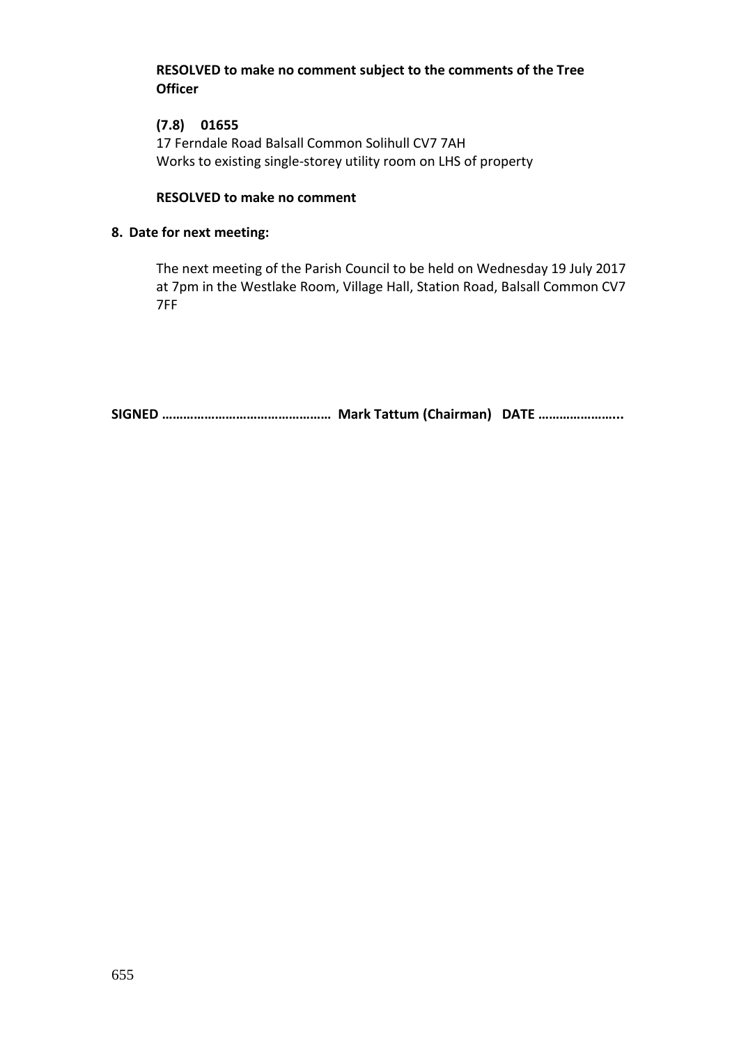**RESOLVED to make no comment subject to the comments of the Tree Officer**

**(7.8) 01655**
17 Ferndale Road Balsall Common Solihull CV7 7AH
Works to existing single-storey utility room on LHS of property

**RESOLVED to make no comment**

**8. Date for next meeting:**

The next meeting of the Parish Council to be held on Wednesday 19 July 2017 at 7pm in the Westlake Room, Village Hall, Station Road, Balsall Common CV7 7FF

**SIGNED ……………………………………… Mark Tattum (Chairman) DATE …………………..**